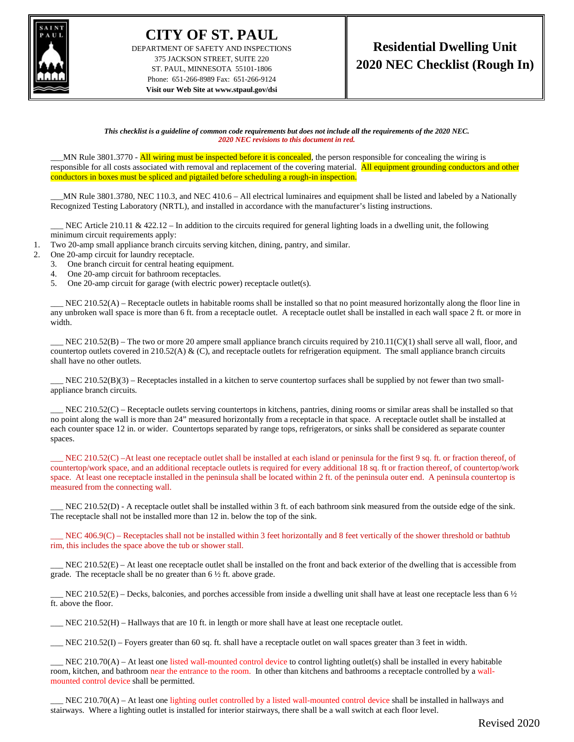# CITY OF ST. PAUL

DEPARTMENT OF SAFETY AND INSPECTIONS
375 JACKSON STREET, SUITE 220
ST. PAUL, MINNESOTA 55101-1806
Phone: 651-266-8989 Fax: 651-266-9124
**Visit our Web Site at www.stpaul.gov/dsi**

## Residential Dwelling Unit 2020 NEC Checklist (Rough In)

***This checklist is a guideline of common code requirements but does not include all the requirements of the 2020 NEC.***
***2020 NEC revisions to this document in red.***

___MN Rule 3801.3770 - All wiring must be inspected before it is concealed, the person responsible for concealing the wiring is responsible for all costs associated with removal and replacement of the covering material. All equipment grounding conductors and other conductors in boxes must be spliced and pigtailed before scheduling a rough-in inspection.

___MN Rule 3801.3780, NEC 110.3, and NEC 410.6 – All electrical luminaires and equipment shall be listed and labeled by a Nationally Recognized Testing Laboratory (NRTL), and installed in accordance with the manufacturer's listing instructions.

___ NEC Article 210.11 & 422.12 – In addition to the circuits required for general lighting loads in a dwelling unit, the following minimum circuit requirements apply:

1. Two 20-amp small appliance branch circuits serving kitchen, dining, pantry, and similar.
2. One 20-amp circuit for laundry receptacle.
3. One branch circuit for central heating equipment.
4. One 20-amp circuit for bathroom receptacles.
5. One 20-amp circuit for garage (with electric power) receptacle outlet(s).

___ NEC 210.52(A) – Receptacle outlets in habitable rooms shall be installed so that no point measured horizontally along the floor line in any unbroken wall space is more than 6 ft. from a receptacle outlet. A receptacle outlet shall be installed in each wall space 2 ft. or more in width.

___ NEC 210.52(B) – The two or more 20 ampere small appliance branch circuits required by 210.11(C)(1) shall serve all wall, floor, and countertop outlets covered in 210.52(A) & (C), and receptacle outlets for refrigeration equipment. The small appliance branch circuits shall have no other outlets.

___ NEC 210.52(B)(3) – Receptacles installed in a kitchen to serve countertop surfaces shall be supplied by not fewer than two small-appliance branch circuits.

___ NEC 210.52(C) – Receptacle outlets serving countertops in kitchens, pantries, dining rooms or similar areas shall be installed so that no point along the wall is more than 24" measured horizontally from a receptacle in that space. A receptacle outlet shall be installed at each counter space 12 in. or wider. Countertops separated by range tops, refrigerators, or sinks shall be considered as separate counter spaces.

___ NEC 210.52(C) –At least one receptacle outlet shall be installed at each island or peninsula for the first 9 sq. ft. or fraction thereof, of countertop/work space, and an additional receptacle outlets is required for every additional 18 sq. ft or fraction thereof, of countertop/work space. At least one receptacle installed in the peninsula shall be located within 2 ft. of the peninsula outer end. A peninsula countertop is measured from the connecting wall.

___ NEC 210.52(D) - A receptacle outlet shall be installed within 3 ft. of each bathroom sink measured from the outside edge of the sink. The receptacle shall not be installed more than 12 in. below the top of the sink.

___ NEC 406.9(C) – Receptacles shall not be installed within 3 feet horizontally and 8 feet vertically of the shower threshold or bathtub rim, this includes the space above the tub or shower stall.

___ NEC 210.52(E) – At least one receptacle outlet shall be installed on the front and back exterior of the dwelling that is accessible from grade. The receptacle shall be no greater than 6 ½ ft. above grade.

___ NEC 210.52(E) – Decks, balconies, and porches accessible from inside a dwelling unit shall have at least one receptacle less than 6 ½ ft. above the floor.

___ NEC 210.52(H) – Hallways that are 10 ft. in length or more shall have at least one receptacle outlet.

___ NEC 210.52(I) – Foyers greater than 60 sq. ft. shall have a receptacle outlet on wall spaces greater than 3 feet in width.

___ NEC 210.70(A) – At least one listed wall-mounted control device to control lighting outlet(s) shall be installed in every habitable room, kitchen, and bathroom near the entrance to the room. In other than kitchens and bathrooms a receptacle controlled by a wall-mounted control device shall be permitted.

___ NEC 210.70(A) – At least one lighting outlet controlled by a listed wall-mounted control device shall be installed in hallways and stairways. Where a lighting outlet is installed for interior stairways, there shall be a wall switch at each floor level.

Revised 2020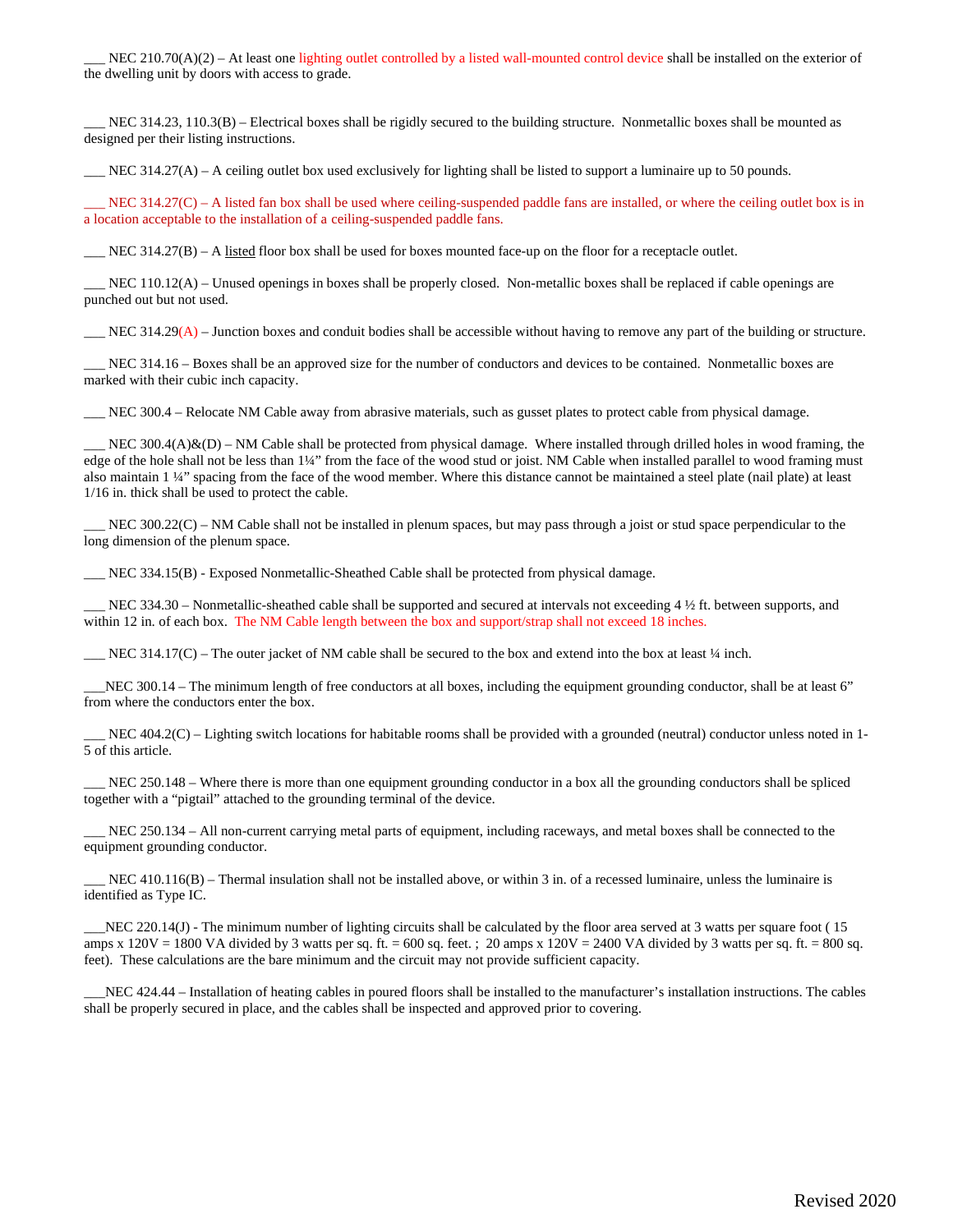___ NEC 210.70(A)(2) – At least one lighting outlet controlled by a listed wall-mounted control device shall be installed on the exterior of the dwelling unit by doors with access to grade.

___ NEC 314.23, 110.3(B) – Electrical boxes shall be rigidly secured to the building structure. Nonmetallic boxes shall be mounted as designed per their listing instructions.

___ NEC 314.27(A) – A ceiling outlet box used exclusively for lighting shall be listed to support a luminaire up to 50 pounds.

___ NEC 314.27(C) – A listed fan box shall be used where ceiling-suspended paddle fans are installed, or where the ceiling outlet box is in a location acceptable to the installation of a ceiling-suspended paddle fans.

___ NEC 314.27(B) – A listed floor box shall be used for boxes mounted face-up on the floor for a receptacle outlet.

___ NEC 110.12(A) – Unused openings in boxes shall be properly closed. Non-metallic boxes shall be replaced if cable openings are punched out but not used.

___ NEC 314.29(A) – Junction boxes and conduit bodies shall be accessible without having to remove any part of the building or structure.

___ NEC 314.16 – Boxes shall be an approved size for the number of conductors and devices to be contained. Nonmetallic boxes are marked with their cubic inch capacity.

___ NEC 300.4 – Relocate NM Cable away from abrasive materials, such as gusset plates to protect cable from physical damage.

___ NEC 300.4(A)&(D) – NM Cable shall be protected from physical damage. Where installed through drilled holes in wood framing, the edge of the hole shall not be less than 1¼" from the face of the wood stud or joist. NM Cable when installed parallel to wood framing must also maintain 1 ¼" spacing from the face of the wood member. Where this distance cannot be maintained a steel plate (nail plate) at least 1/16 in. thick shall be used to protect the cable.

___ NEC 300.22(C) – NM Cable shall not be installed in plenum spaces, but may pass through a joist or stud space perpendicular to the long dimension of the plenum space.

___ NEC 334.15(B) - Exposed Nonmetallic-Sheathed Cable shall be protected from physical damage.

___ NEC 334.30 – Nonmetallic-sheathed cable shall be supported and secured at intervals not exceeding 4 ½ ft. between supports, and within 12 in. of each box. The NM Cable length between the box and support/strap shall not exceed 18 inches.

___ NEC 314.17(C) – The outer jacket of NM cable shall be secured to the box and extend into the box at least ¼ inch.

___NEC 300.14 – The minimum length of free conductors at all boxes, including the equipment grounding conductor, shall be at least 6" from where the conductors enter the box.

___ NEC 404.2(C) – Lighting switch locations for habitable rooms shall be provided with a grounded (neutral) conductor unless noted in 1-5 of this article.

___ NEC 250.148 – Where there is more than one equipment grounding conductor in a box all the grounding conductors shall be spliced together with a "pigtail" attached to the grounding terminal of the device.

___ NEC 250.134 – All non-current carrying metal parts of equipment, including raceways, and metal boxes shall be connected to the equipment grounding conductor.

___ NEC 410.116(B) – Thermal insulation shall not be installed above, or within 3 in. of a recessed luminaire, unless the luminaire is identified as Type IC.

___NEC 220.14(J) - The minimum number of lighting circuits shall be calculated by the floor area served at 3 watts per square foot ( 15 amps x 120V = 1800 VA divided by 3 watts per sq. ft. = 600 sq. feet. ; 20 amps x 120V = 2400 VA divided by 3 watts per sq. ft. = 800 sq. feet). These calculations are the bare minimum and the circuit may not provide sufficient capacity.

___NEC 424.44 – Installation of heating cables in poured floors shall be installed to the manufacturer's installation instructions. The cables shall be properly secured in place, and the cables shall be inspected and approved prior to covering.

Revised 2020